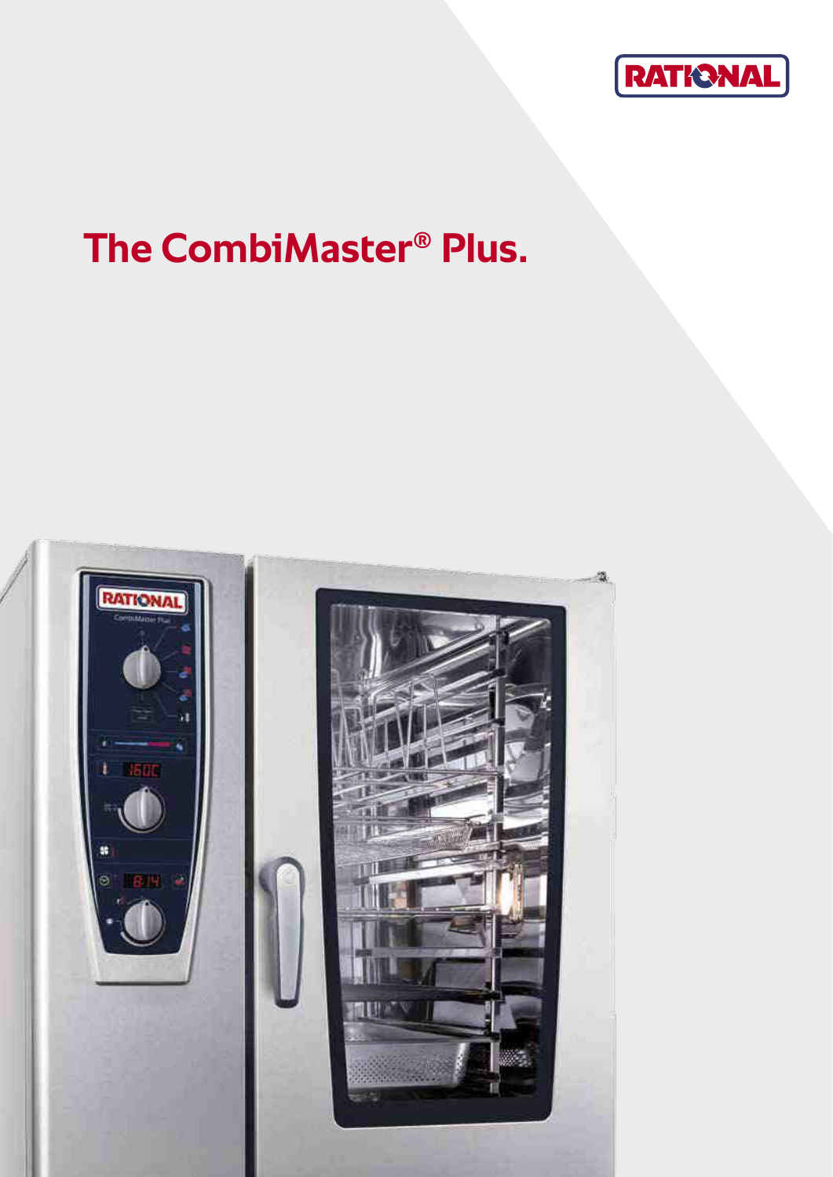# The CombiMaster® Plus.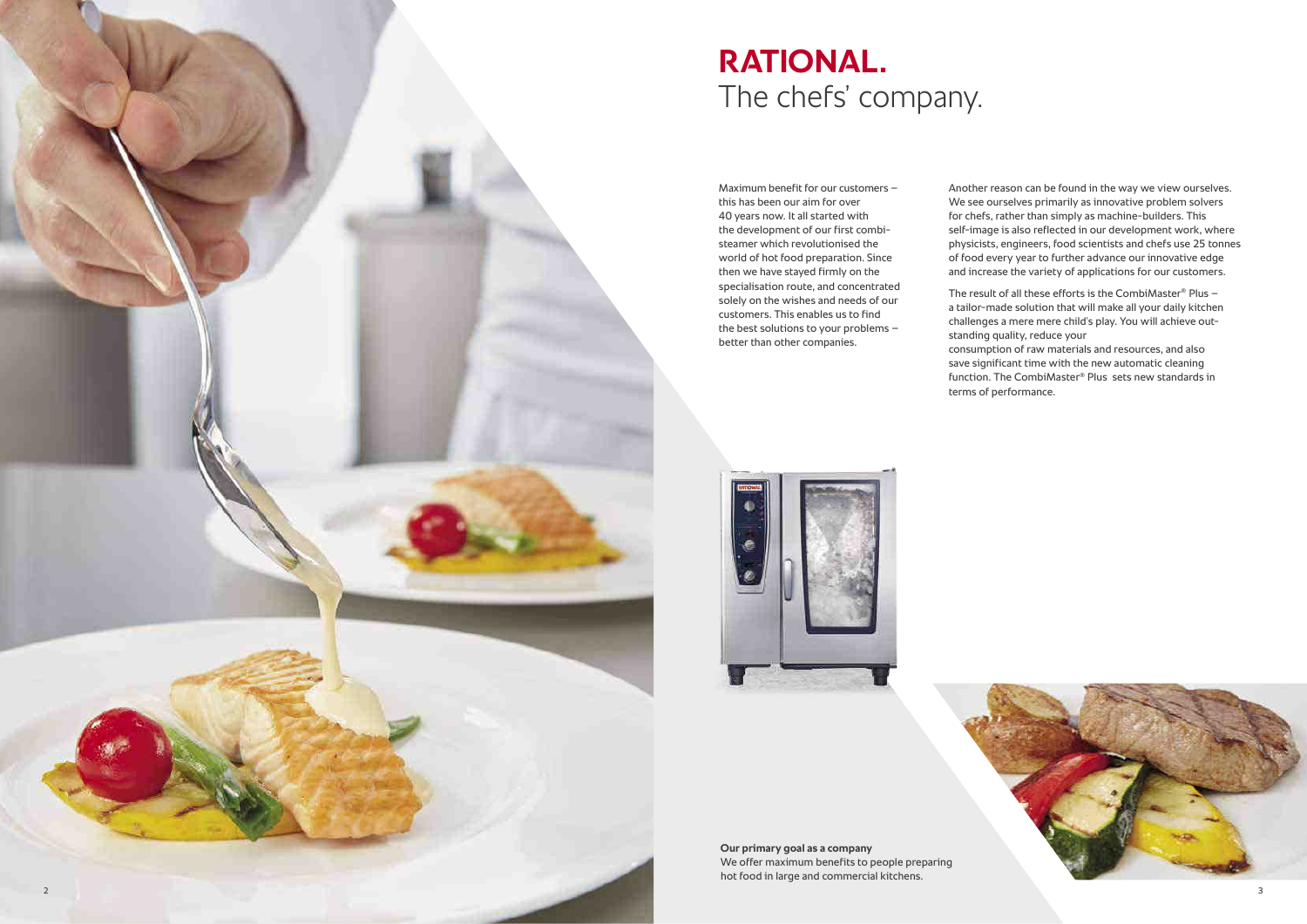# RATIONAL.
## The chefs' company.

Maximum benefit for our customers – this has been our aim for over 40 years now. It all started with the development of our first combi-steamer which revolutionised the world of hot food preparation. Since then we have stayed firmly on the specialisation route, and concentrated solely on the wishes and needs of our customers. This enables us to find the best solutions to your problems – better than other companies.

Another reason can be found in the way we view ourselves. We see ourselves primarily as innovative problem solvers for chefs, rather than simply as machine-builders. This self-image is also reflected in our development work, where physicists, engineers, food scientists and chefs use 25 tonnes of food every year to further advance our innovative edge and increase the variety of applications for our customers.

The result of all these efforts is the CombiMaster® Plus – a tailor-made solution that will make all your daily kitchen challenges a mere mere child's play. You will achieve out-standing quality, reduce your consumption of raw materials and resources, and also save significant time with the new automatic cleaning function. The CombiMaster® Plus sets new standards in terms of performance.

**Our primary goal as a company**
We offer maximum benefits to people preparing hot food in large and commercial kitchens.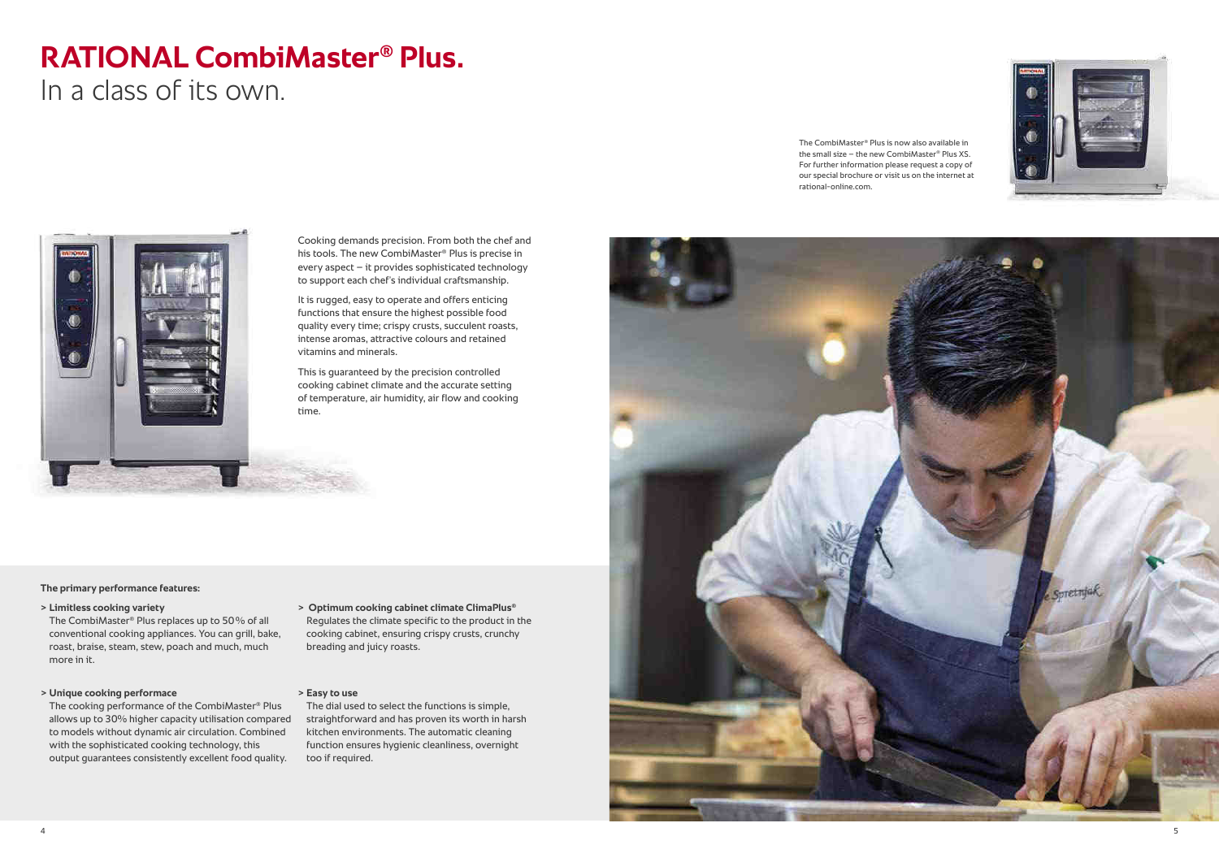# RATIONAL CombiMaster® Plus.

In a class of its own.

The CombiMaster® Plus is now also available in the small size – the new CombiMaster® Plus XS. For further information please request a copy of our special brochure or visit us on the internet at rational-online.com.

Cooking demands precision. From both the chef and his tools. The new CombiMaster® Plus is precise in every aspect – it provides sophisticated technology to support each chef's individual craftsmanship.

It is rugged, easy to operate and offers enticing functions that ensure the highest possible food quality every time; crispy crusts, succulent roasts, intense aromas, attractive colours and retained vitamins and minerals.

This is guaranteed by the precision controlled cooking cabinet climate and the accurate setting of temperature, air humidity, air flow and cooking time.

**The primary performance features:**

> **Limitless cooking variety**
The CombiMaster® Plus replaces up to 50% of all conventional cooking appliances. You can grill, bake, roast, braise, steam, stew, poach and much, much more in it.

> **Unique cooking performace**
The cooking performance of the CombiMaster® Plus allows up to 30% higher capacity utilisation compared to models without dynamic air circulation. Combined with the sophisticated cooking technology, this output guarantees consistently excellent food quality.

> **Optimum cooking cabinet climate ClimaPlus®**
Regulates the climate specific to the product in the cooking cabinet, ensuring crispy crusts, crunchy breading and juicy roasts.

> **Easy to use**
The dial used to select the functions is simple, straightforward and has proven its worth in harsh kitchen environments. The automatic cleaning function ensures hygienic cleanliness, overnight too if required.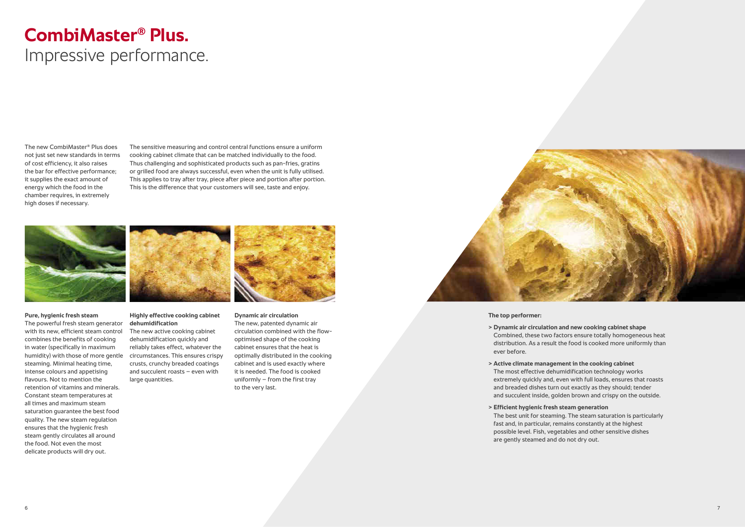# CombiMaster® Plus.
## Impressive performance.

The new CombiMaster® Plus does not just set new standards in terms of cost efficiency, it also raises the bar for effective performance; it supplies the exact amount of energy which the food in the chamber requires, in extremely high doses if necessary.

The sensitive measuring and control central functions ensure a uniform cooking cabinet climate that can be matched individually to the food. Thus challenging and sophisticated products such as pan-fries, gratins or grilled food are always successful, even when the unit is fully utilised. This applies to tray after tray, piece after piece and portion after portion. This is the difference that your customers will see, taste and enjoy.

**Pure, hygienic fresh steam**
The powerful fresh steam generator with its new, efficient steam control combines the benefits of cooking in water (specifically in maximum humidity) with those of more gentle steaming. Minimal heating time, intense colours and appetising flavours. Not to mention the retention of vitamins and minerals. Constant steam temperatures at all times and maximum steam saturation guarantee the best food quality. The new steam regulation ensures that the hygienic fresh steam gently circulates all around the food. Not even the most delicate products will dry out.

**Highly effective cooking cabinet dehumidification**
The new active cooking cabinet dehumidification quickly and reliably takes effect, whatever the circumstances. This ensures crispy crusts, crunchy breaded coatings and succulent roasts – even with large quantities.

**Dynamic air circulation**
The new, patented dynamic air circulation combined with the flow-optimised shape of the cooking cabinet ensures that the heat is optimally distributed in the cooking cabinet and is used exactly where it is needed. The food is cooked uniformly – from the first tray to the very last.

**The top performer:**

- **Dynamic air circulation and new cooking cabinet shape**
  Combined, these two factors ensure totally homogeneous heat distribution. As a result the food is cooked more uniformly than ever before.
- **Active climate management in the cooking cabinet**
  The most effective dehumidification technology works extremely quickly and, even with full loads, ensures that roasts and breaded dishes turn out exactly as they should; tender and succulent inside, golden brown and crispy on the outside.
- **Efficient hygienic fresh steam generation**
  The best unit for steaming. The steam saturation is particularly fast and, in particular, remains constantly at the highest possible level. Fish, vegetables and other sensitive dishes are gently steamed and do not dry out.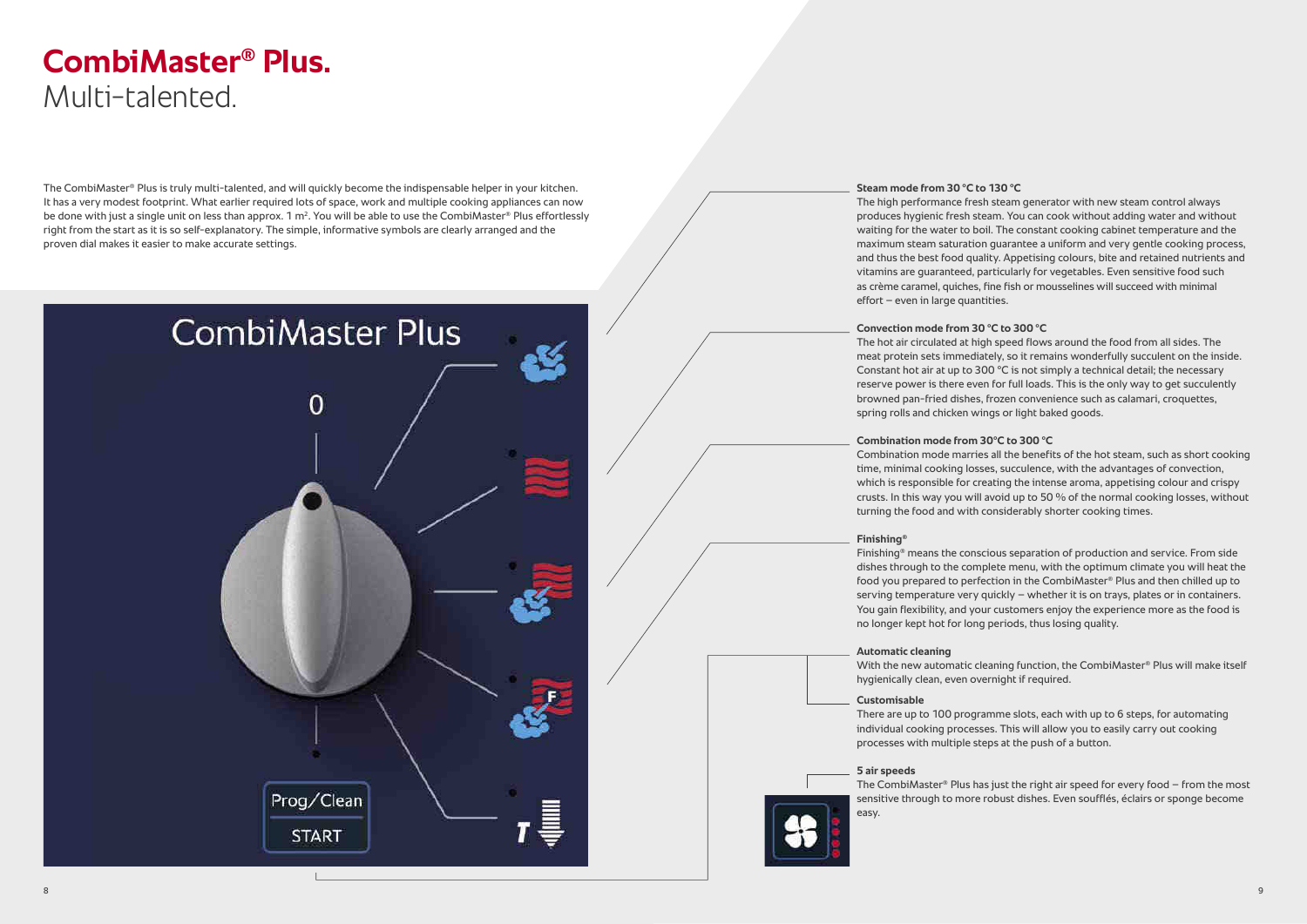# CombiMaster® Plus.

## Multi-talented.

The CombiMaster® Plus is truly multi-talented, and will quickly become the indispensable helper in your kitchen. It has a very modest footprint. What earlier required lots of space, work and multiple cooking appliances can now be done with just a single unit on less than approx. 1 m². You will be able to use the CombiMaster® Plus effortlessly right from the start as it is so self-explanatory. The simple, informative symbols are clearly arranged and the proven dial makes it easier to make accurate settings.

**Steam mode from 30 °C to 130 °C**
The high performance fresh steam generator with new steam control always produces hygienic fresh steam. You can cook without adding water and without waiting for the water to boil. The constant cooking cabinet temperature and the maximum steam saturation guarantee a uniform and very gentle cooking process, and thus the best food quality. Appetising colours, bite and retained nutrients and vitamins are guaranteed, particularly for vegetables. Even sensitive food such as crème caramel, quiches, fine fish or mousselines will succeed with minimal effort – even in large quantities.

**Convection mode from 30 °C to 300 °C**
The hot air circulated at high speed flows around the food from all sides. The meat protein sets immediately, so it remains wonderfully succulent on the inside. Constant hot air at up to 300 °C is not simply a technical detail; the necessary reserve power is there even for full loads. This is the only way to get succulently browned pan-fried dishes, frozen convenience such as calamari, croquettes, spring rolls and chicken wings or light baked goods.

**Combination mode from 30°C to 300 °C**
Combination mode marries all the benefits of the hot steam, such as short cooking time, minimal cooking losses, succulence, with the advantages of convection, which is responsible for creating the intense aroma, appetising colour and crispy crusts. In this way you will avoid up to 50 % of the normal cooking losses, without turning the food and with considerably shorter cooking times.

**Finishing®**
Finishing® means the conscious separation of production and service. From side dishes through to the complete menu, with the optimum climate you will heat the food you prepared to perfection in the CombiMaster® Plus and then chilled up to serving temperature very quickly – whether it is on trays, plates or in containers. You gain flexibility, and your customers enjoy the experience more as the food is no longer kept hot for long periods, thus losing quality.

**Automatic cleaning**
With the new automatic cleaning function, the CombiMaster® Plus will make itself hygienically clean, even overnight if required.

**Customisable**
There are up to 100 programme slots, each with up to 6 steps, for automating individual cooking processes. This will allow you to easily carry out cooking processes with multiple steps at the push of a button.

**5 air speeds**
The CombiMaster® Plus has just the right air speed for every food – from the most sensitive through to more robust dishes. Even soufflés, éclairs or sponge become easy.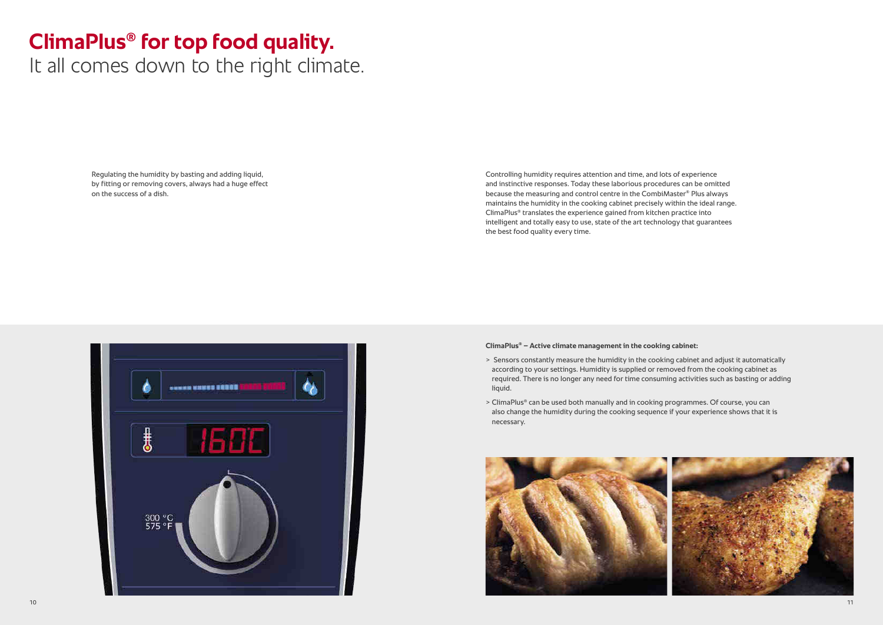# ClimaPlus® for top food quality.

It all comes down to the right climate.

Regulating the humidity by basting and adding liquid, by fitting or removing covers, always had a huge effect on the success of a dish.

Controlling humidity requires attention and time, and lots of experience and instinctive responses. Today these laborious procedures can be omitted because the measuring and control centre in the CombiMaster® Plus always maintains the humidity in the cooking cabinet precisely within the ideal range. ClimaPlus® translates the experience gained from kitchen practice into intelligent and totally easy to use, state of the art technology that guarantees the best food quality every time.

**ClimaPlus® – Active climate management in the cooking cabinet:**

> Sensors constantly measure the humidity in the cooking cabinet and adjust it automatically according to your settings. Humidity is supplied or removed from the cooking cabinet as required. There is no longer any need for time consuming activities such as basting or adding liquid.

> ClimaPlus® can be used both manually and in cooking programmes. Of course, you can also change the humidity during the cooking sequence if your experience shows that it is necessary.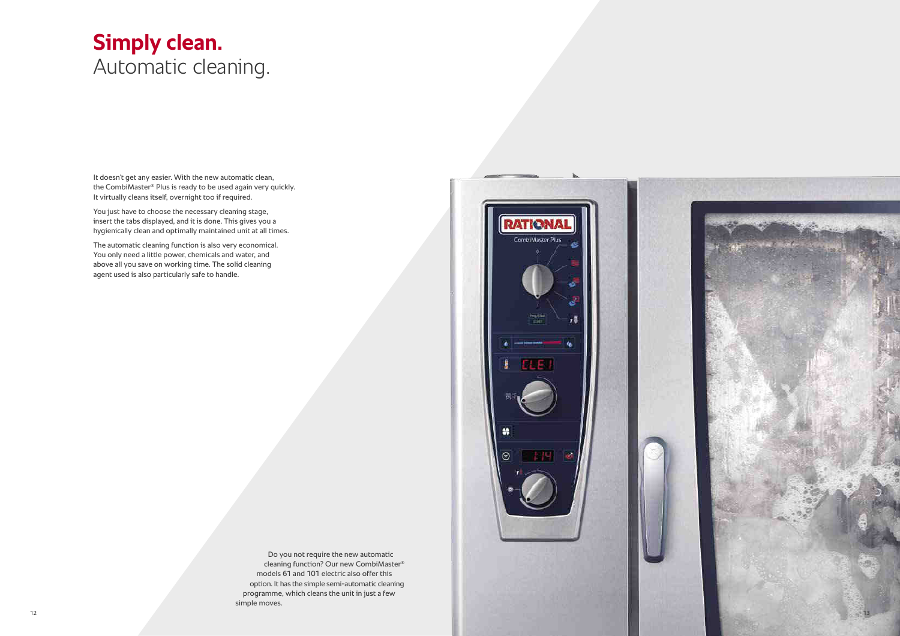# Simply clean.
## Automatic cleaning.

It doesn't get any easier. With the new automatic clean, the CombiMaster® Plus is ready to be used again very quickly. It virtually cleans itself, overnight too if required.

You just have to choose the necessary cleaning stage, insert the tabs displayed, and it is done. This gives you a hygienically clean and optimally maintained unit at all times.

The automatic cleaning function is also very economical. You only need a little power, chemicals and water, and above all you save on working time. The solid cleaning agent used is also particularly safe to handle.

Do you not require the new automatic cleaning function? Our new CombiMaster® models 61 and 101 electric also offer this option. It has the simple semi-automatic cleaning programme, which cleans the unit in just a few simple moves.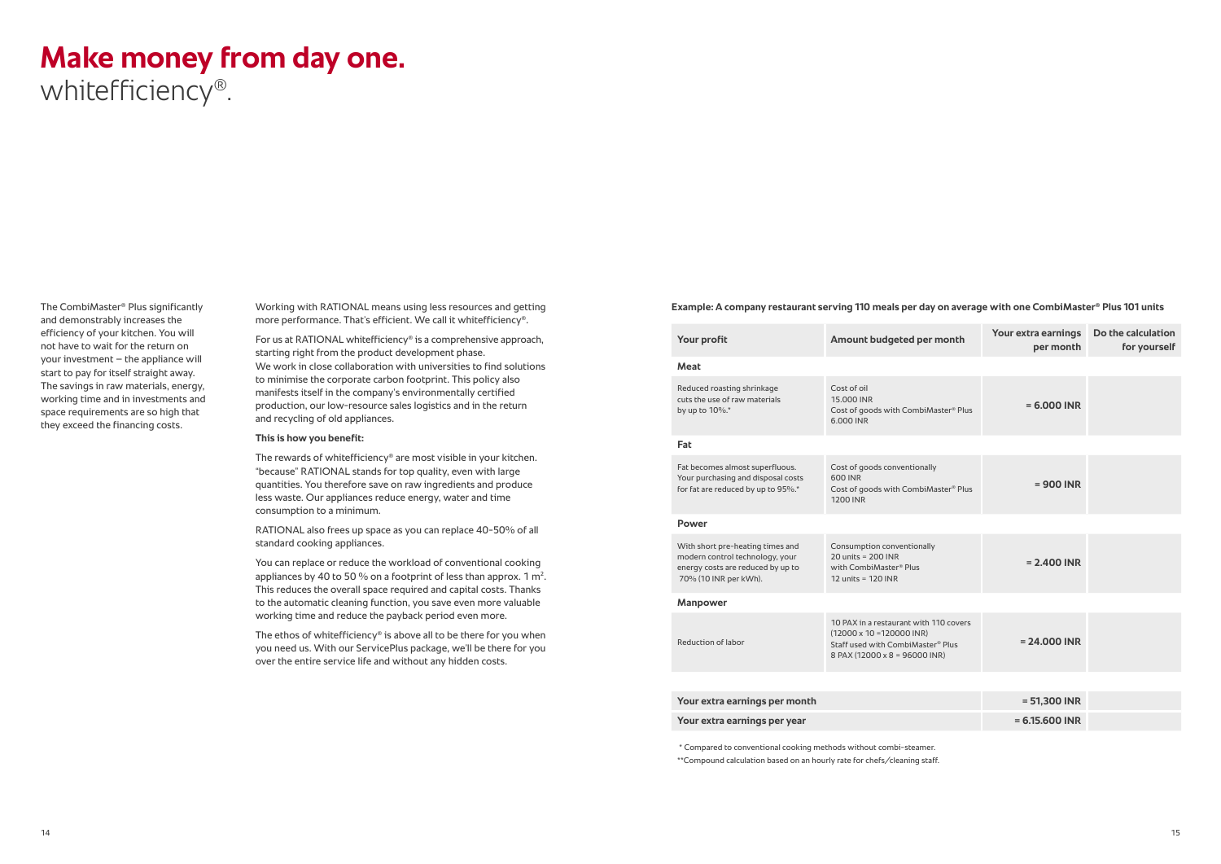# Make money from day one.

whitefficiency®.

The CombiMaster® Plus significantly and demonstrably increases the efficiency of your kitchen. You will not have to wait for the return on your investment – the appliance will start to pay for itself straight away. The savings in raw materials, energy, working time and in investments and space requirements are so high that they exceed the financing costs.

Working with RATIONAL means using less resources and getting more performance. That's efficient. We call it whitefficiency®.

For us at RATIONAL whitefficiency® is a comprehensive approach, starting right from the product development phase. We work in close collaboration with universities to find solutions to minimise the corporate carbon footprint. This policy also manifests itself in the company's environmentally certified production, our low-resource sales logistics and in the return and recycling of old appliances.

**This is how you benefit:**

The rewards of whitefficiency® are most visible in your kitchen. "because" RATIONAL stands for top quality, even with large quantities. You therefore save on raw ingredients and produce less waste. Our appliances reduce energy, water and time consumption to a minimum.

RATIONAL also frees up space as you can replace 40-50% of all standard cooking appliances.

You can replace or reduce the workload of conventional cooking appliances by 40 to 50 % on a footprint of less than approx. 1 m². This reduces the overall space required and capital costs. Thanks to the automatic cleaning function, you save even more valuable working time and reduce the payback period even more.

The ethos of whitefficiency® is above all to be there for you when you need us. With our ServicePlus package, we'll be there for you over the entire service life and without any hidden costs.

**Example: A company restaurant serving 110 meals per day on average with one CombiMaster® Plus 101 units**

| Your profit | Amount budgeted per month | Your extra earnings per month | Do the calculation for yourself |
|---|---|---|---|
| **Meat** | | | |
| Reduced roasting shrinkage cuts the use of raw materials by up to 10%.* | Cost of oil 15.000 INR Cost of goods with CombiMaster® Plus 6.000 INR | = 6.000 INR | |
| **Fat** | | | |
| Fat becomes almost superfluous. Your purchasing and disposal costs for fat are reduced by up to 95%.* | Cost of goods conventionally 600 INR Cost of goods with CombiMaster® Plus 1200 INR | = 900 INR | |
| **Power** | | | |
| With short pre-heating times and modern control technology, your energy costs are reduced by up to 70% (10 INR per kWh). | Consumption conventionally 20 units = 200 INR with CombiMaster® Plus 12 units = 120 INR | = 2.400 INR | |
| **Manpower** | | | |
| Reduction of labor | 10 PAX in a restaurant with 110 covers (12000 x 10 =120000 INR) Staff used with CombiMaster® Plus 8 PAX (12000 x 8 = 96000 INR) | = 24.000 INR | |
| **Your extra earnings per month** | | = 51,300 INR | |
| **Your extra earnings per year** | | = 6.15.600 INR | |

\* Compared to conventional cooking methods without combi-steamer.

\*\*Compound calculation based on an hourly rate for chefs/cleaning staff.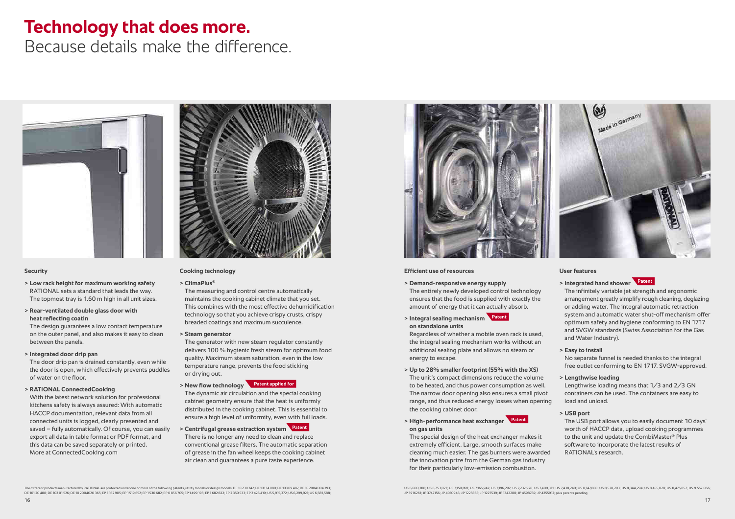# Technology that does more.

Because details make the difference.

### Security

> **Low rack height for maximum working safety**
> RATIONAL sets a standard that leads the way. The topmost tray is 1.60 m high in all unit sizes.

> **Rear-ventilated double glass door with heat reflecting coatin**
> The design guarantees a low contact temperature on the outer panel, and also makes it easy to clean between the panels.

> **Integrated door drip pan**
> The door drip pan is drained constantly, even while the door is open, which effectively prevents puddles of water on the floor.

> **RATIONAL ConnectedCooking**
> With the latest network solution for professional kitchens safety is always assured: With automatic HACCP documentation, relevant data from all connected units is logged, clearly presented and saved – fully automatically. Of course, you can easily export all data in table format or PDF format, and this data can be saved separately or printed. More at ConnectedCooking.com

### Cooking technology

> **ClimaPlus®**
> The measuring and control centre automatically maintains the cooking cabinet climate that you set. This combines with the most effective dehumidification technology so that you achieve crispy crusts, crispy breaded coatings and maximum succulence.

> **Steam generator**
> The generator with new steam regulator constantly delivers 100 % hygienic fresh steam for optimum food quality. Maximum steam saturation, even in the low temperature range, prevents the food sticking or drying out.

> **New flow technology** Patent applied for
> The dynamic air circulation and the special cooking cabinet geometry ensure that the heat is uniformly distributed in the cooking cabinet. This is essential to ensure a high level of uniformity, even with full loads.

> **Centrifugal grease extraction system** Patent
> There is no longer any need to clean and replace conventional grease filters. The automatic separation of grease in the fan wheel keeps the cooking cabinet air clean and guarantees a pure taste experience.

### Efficient use of resources

> **Demand-responsive energy supply**
> The entirely newly developed control technology ensures that the food is supplied with exactly the amount of energy that it can actually absorb.

> **Integral sealing mechanism on standalone units** Patent
> Regardless of whether a mobile oven rack is used, the integral sealing mechanism works without an additional sealing plate and allows no steam or energy to escape.

> **Up to 28% smaller footprint (55% with the XS)**
> The unit's compact dimensions reduce the volume to be heated, and thus power consumption as well. The narrow door opening also ensures a small pivot range, and thus reduced energy losses when opening the cooking cabinet door.

> **High-performance heat exchanger on gas units** Patent
> The special design of the heat exchanger makes it extremely efficient. Large, smooth surfaces make cleaning much easier. The gas burners were awarded the innovation prize from the German gas industry for their particularly low-emission combustion.

### User features

> **Integrated hand shower** Patent
> The infinitely variable jet strength and ergonomic arrangement greatly simplify rough cleaning, deglazing or adding water. The integral automatic retraction system and automatic water shut-off mechanism offer optimum safety and hygiene conforming to EN 1717 and SVGW standards (Swiss Association for the Gas and Water Industry).

> **Easy to install**
> No separate funnel is needed thanks to the integral free outlet conforming to EN 1717. SVGW-approved.

> **Lengthwise loading**
> Lengthwise loading means that 1/3 and 2/3 GN containers can be used. The containers are easy to load and unload.

> **USB port**
> The USB port allows you to easily document 10 days' worth of HACCP data, upload cooking programmes to the unit and update the CombiMaster® Plus software to incorporate the latest results of RATIONAL's research.

The different products manufactured by RATIONAL are protected under one or more of the following patents, utility models or design models: DE 10 230 242; DE 101 14 080; DE 103 09 487; DE 10 2004 004 393; DE 101 20 488; DE 103 01 526; DE 10 2004020 365; EP 1 162 905; EP 1 519 652; EP 1 530 682; EP 0 856 705; EP 1 499 195; EP 1 682 822; EP 2 350 533; EP 2 426 419; US 5,915,372; US 6,299,921; US 6,581,588; US 6,600,288; US 6,753,027; US 7,150,891; US 7,165,942; US 7,196,292; US 7,232,978; US 7,409,311; US 7,438,240; US 8,147,888; US 8,578,293; US 8,344,294; US 8,455,028; US 8,475,857; US 9 557 066; JP 3916261; JP 3747156; JP 4010946; JP 1225865; JP 1227539; JP 1342288; JP 4598769; JP 4255912; plus patents pending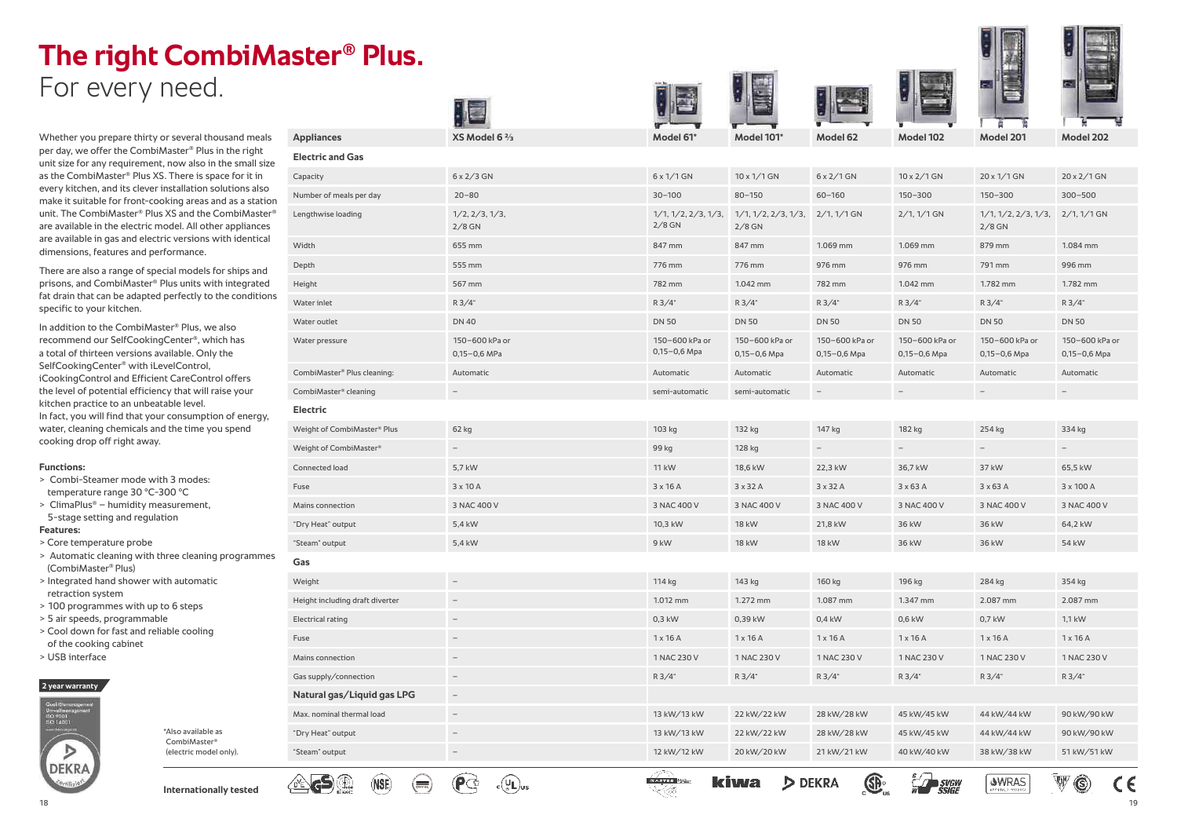# The right CombiMaster® Plus.

For every need.

Whether you prepare thirty or several thousand meals per day, we offer the CombiMaster® Plus in the right unit size for any requirement, now also in the small size as the CombiMaster® Plus XS. There is space for it in every kitchen, and its clever installation solutions also make it suitable for front-cooking areas and as a station unit. The CombiMaster® Plus XS and the CombiMaster® are available in the electric model. All other appliances are available in gas and electric versions with identical dimensions, features and performance.

There are also a range of special models for ships and prisons, and CombiMaster® Plus units with integrated fat drain that can be adapted perfectly to the conditions specific to your kitchen.

In addition to the CombiMaster® Plus, we also recommend our SelfCookingCenter®, which has a total of thirteen versions available. Only the SelfCookingCenter® with iLevelControl, iCookingControl and Efficient CareControl offers the level of potential efficiency that will raise your kitchen practice to an unbeatable level. In fact, you will find that your consumption of energy, water, cleaning chemicals and the time you spend cooking drop off right away.

**Functions:**

- > Combi-Steamer mode with 3 modes: temperature range 30 °C–300 °C
- > ClimaPlus® – humidity measurement, 5-stage setting and regulation

**Features:**

- > Core temperature probe
- > Automatic cleaning with three cleaning programmes (CombiMaster® Plus)
- > Integrated hand shower with automatic retraction system
- > 100 programmes with up to 6 steps
- > 5 air speeds, programmable
- > Cool down for fast and reliable cooling of the cooking cabinet
- > USB interface

**2 year warranty**

| Appliances | XS Model 6 ⅔ | Model 61* | Model 101* | Model 62 | Model 102 | Model 201 | Model 202 |
|---|---|---|---|---|---|---|---|
| **Electric and Gas** | | | | | | | |
| Capacity | 6 x 2/3 GN | 6 x 1/1 GN | 10 x 1/1 GN | 6 x 2/1 GN | 10 x 2/1 GN | 20 x 1/1 GN | 20 x 2/1 GN |
| Number of meals per day | 20–80 | 30–100 | 80–150 | 60–160 | 150–300 | 150–300 | 300–500 |
| Lengthwise loading | 1/2, 2/3, 1/3, 2/8 GN | 1/1, 1/2, 2/3, 1/3, 2/8 GN | 1/1, 1/2, 2/3, 1/3, 2/8 GN | 2/1, 1/1 GN | 2/1, 1/1 GN | 1/1, 1/2, 2/3, 1/3, 2/8 GN | 2/1, 1/1 GN |
| Width | 655 mm | 847 mm | 847 mm | 1.069 mm | 1.069 mm | 879 mm | 1.084 mm |
| Depth | 555 mm | 776 mm | 776 mm | 976 mm | 976 mm | 791 mm | 996 mm |
| Height | 567 mm | 782 mm | 1.042 mm | 782 mm | 1.042 mm | 1.782 mm | 1.782 mm |
| Water inlet | R 3/4" | R 3/4" | R 3/4" | R 3/4" | R 3/4" | R 3/4" | R 3/4" |
| Water outlet | DN 40 | DN 50 | DN 50 | DN 50 | DN 50 | DN 50 | DN 50 |
| Water pressure | 150–600 kPa or 0,15–0,6 MPa | 150–600 kPa or 0,15–0,6 Mpa | 150–600 kPa or 0,15–0,6 Mpa | 150–600 kPa or 0,15–0,6 Mpa | 150–600 kPa or 0,15–0,6 Mpa | 150–600 kPa or 0,15–0,6 Mpa | 150–600 kPa or 0,15–0,6 Mpa |
| CombiMaster® Plus cleaning: | Automatic | Automatic | Automatic | Automatic | Automatic | Automatic | Automatic |
| CombiMaster® cleaning | – | semi-automatic | semi-automatic | – | – | – | – |
| **Electric** | | | | | | | |
| Weight of CombiMaster® Plus | 62 kg | 103 kg | 132 kg | 147 kg | 182 kg | 254 kg | 334 kg |
| Weight of CombiMaster® | – | 99 kg | 128 kg | – | – | – | – |
| Connected load | 5,7 kW | 11 kW | 18,6 kW | 22,3 kW | 36,7 kW | 37 kW | 65,5 kW |
| Fuse | 3 x 10 A | 3 x 16 A | 3 x 32 A | 3 x 32 A | 3 x 63 A | 3 x 63 A | 3 x 100 A |
| Mains connection | 3 NAC 400 V | 3 NAC 400 V | 3 NAC 400 V | 3 NAC 400 V | 3 NAC 400 V | 3 NAC 400 V | 3 NAC 400 V |
| "Dry Heat" output | 5,4 kW | 10,3 kW | 18 kW | 21,8 kW | 36 kW | 36 kW | 64,2 kW |
| "Steam" output | 5,4 kW | 9 kW | 18 kW | 18 kW | 36 kW | 36 kW | 54 kW |
| **Gas** | | | | | | | |
| Weight | – | 114 kg | 143 kg | 160 kg | 196 kg | 284 kg | 354 kg |
| Height including draft diverter | – | 1.012 mm | 1.272 mm | 1.087 mm | 1.347 mm | 2.087 mm | 2.087 mm |
| Electrical rating | – | 0,3 kW | 0,39 kW | 0,4 kW | 0,6 kW | 0,7 kW | 1,1 kW |
| Fuse | – | 1 x 16 A | 1 x 16 A | 1 x 16 A | 1 x 16 A | 1 x 16 A | 1 x 16 A |
| Mains connection | – | 1 NAC 230 V | 1 NAC 230 V | 1 NAC 230 V | 1 NAC 230 V | 1 NAC 230 V | 1 NAC 230 V |
| Gas supply/connection | – | R 3/4" | R 3/4" | R 3/4" | R 3/4" | R 3/4" | R 3/4" |
| **Natural gas/Liquid gas LPG** | – | | | | | | |
| Max. nominal thermal load | – | 13 kW/13 kW | 22 kW/22 kW | 28 kW/28 kW | 45 kW/45 kW | 44 kW/44 kW | 90 kW/90 kW |
| "Dry Heat" output | – | 13 kW/13 kW | 22 kW/22 kW | 28 kW/28 kW | 45 kW/45 kW | 44 kW/44 kW | 90 kW/90 kW |
| "Steam" output | – | 12 kW/12 kW | 20 kW/20 kW | 21 kW/21 kW | 40 kW/40 kW | 38 kW/38 kW | 51 kW/51 kW |

*Also available as CombiMaster® (electric model only).

**Internationally tested**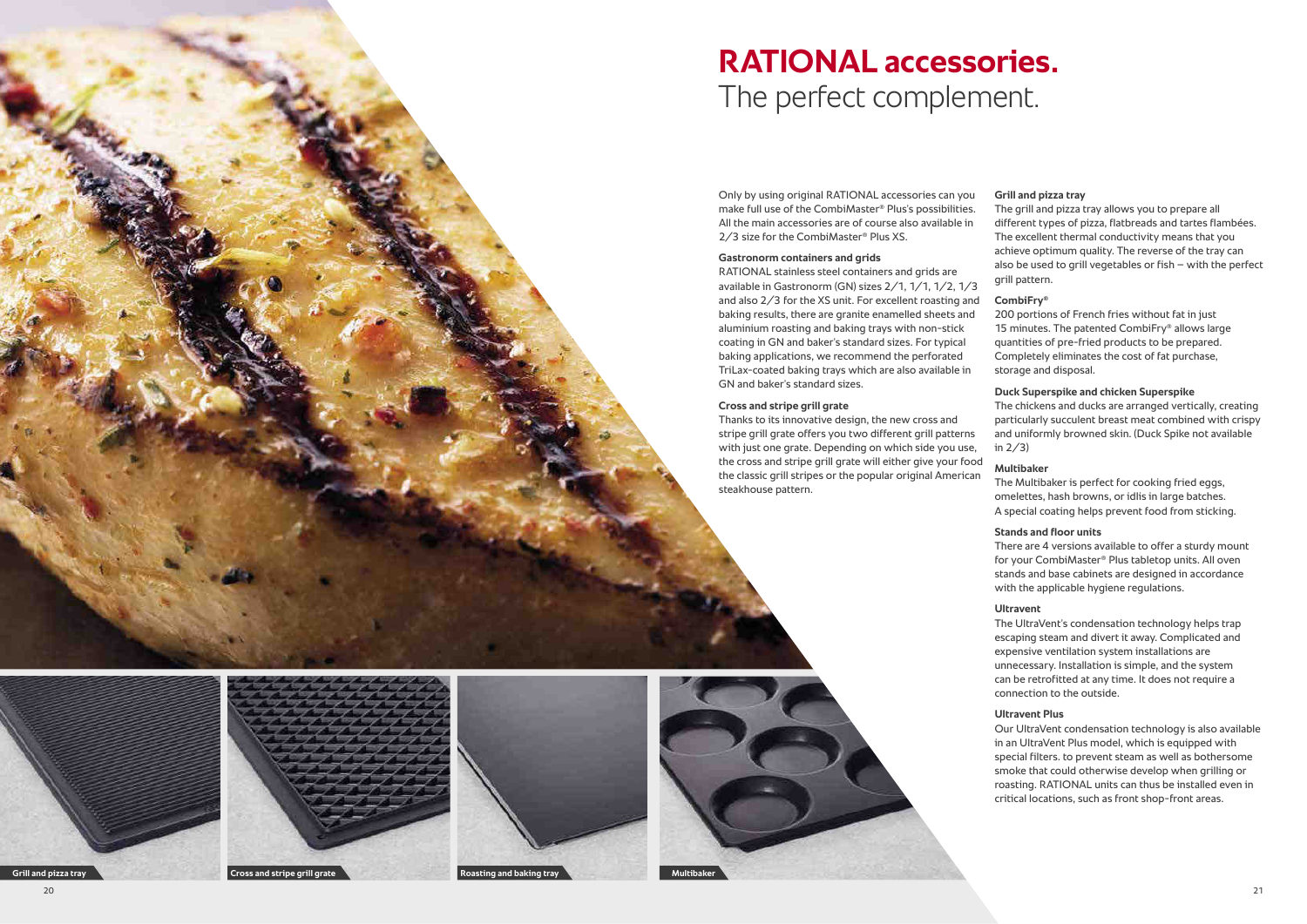# RATIONAL accessories.

## The perfect complement.

Only by using original RATIONAL accessories can you make full use of the CombiMaster® Plus's possibilities. All the main accessories are of course also available in 2/3 size for the CombiMaster® Plus XS.

**Gastronorm containers and grids**
RATIONAL stainless steel containers and grids are available in Gastronorm (GN) sizes 2/1, 1/1, 1/2, 1/3 and also 2/3 for the XS unit. For excellent roasting and baking results, there are granite enamelled sheets and aluminium roasting and baking trays with non-stick coating in GN and baker's standard sizes. For typical baking applications, we recommend the perforated TriLax-coated baking trays which are also available in GN and baker's standard sizes.

**Cross and stripe grill grate**
Thanks to its innovative design, the new cross and stripe grill grate offers you two different grill patterns with just one grate. Depending on which side you use, the cross and stripe grill grate will either give your food the classic grill stripes or the popular original American steakhouse pattern.

**Grill and pizza tray**
The grill and pizza tray allows you to prepare all different types of pizza, flatbreads and tartes flambées. The excellent thermal conductivity means that you achieve optimum quality. The reverse of the tray can also be used to grill vegetables or fish – with the perfect grill pattern.

**CombiFry®**
200 portions of French fries without fat in just 15 minutes. The patented CombiFry® allows large quantities of pre-fried products to be prepared. Completely eliminates the cost of fat purchase, storage and disposal.

**Duck Superspike and chicken Superspike**
The chickens and ducks are arranged vertically, creating particularly succulent breast meat combined with crispy and uniformly browned skin. (Duck Spike not available in 2/3)

**Multibaker**
The Multibaker is perfect for cooking fried eggs, omelettes, hash browns, or idlis in large batches. A special coating helps prevent food from sticking.

**Stands and floor units**
There are 4 versions available to offer a sturdy mount for your CombiMaster® Plus tabletop units. All oven stands and base cabinets are designed in accordance with the applicable hygiene regulations.

**Ultravent**
The UltraVent's condensation technology helps trap escaping steam and divert it away. Complicated and expensive ventilation system installations are unnecessary. Installation is simple, and the system can be retrofitted at any time. It does not require a connection to the outside.

**Ultravent Plus**
Our UltraVent condensation technology is also available in an UltraVent Plus model, which is equipped with special filters. to prevent steam as well as bothersome smoke that could otherwise develop when grilling or roasting. RATIONAL units can thus be installed even in critical locations, such as front shop-front areas.

Grill and pizza tray

Cross and stripe grill grate

Roasting and baking tray

Multibaker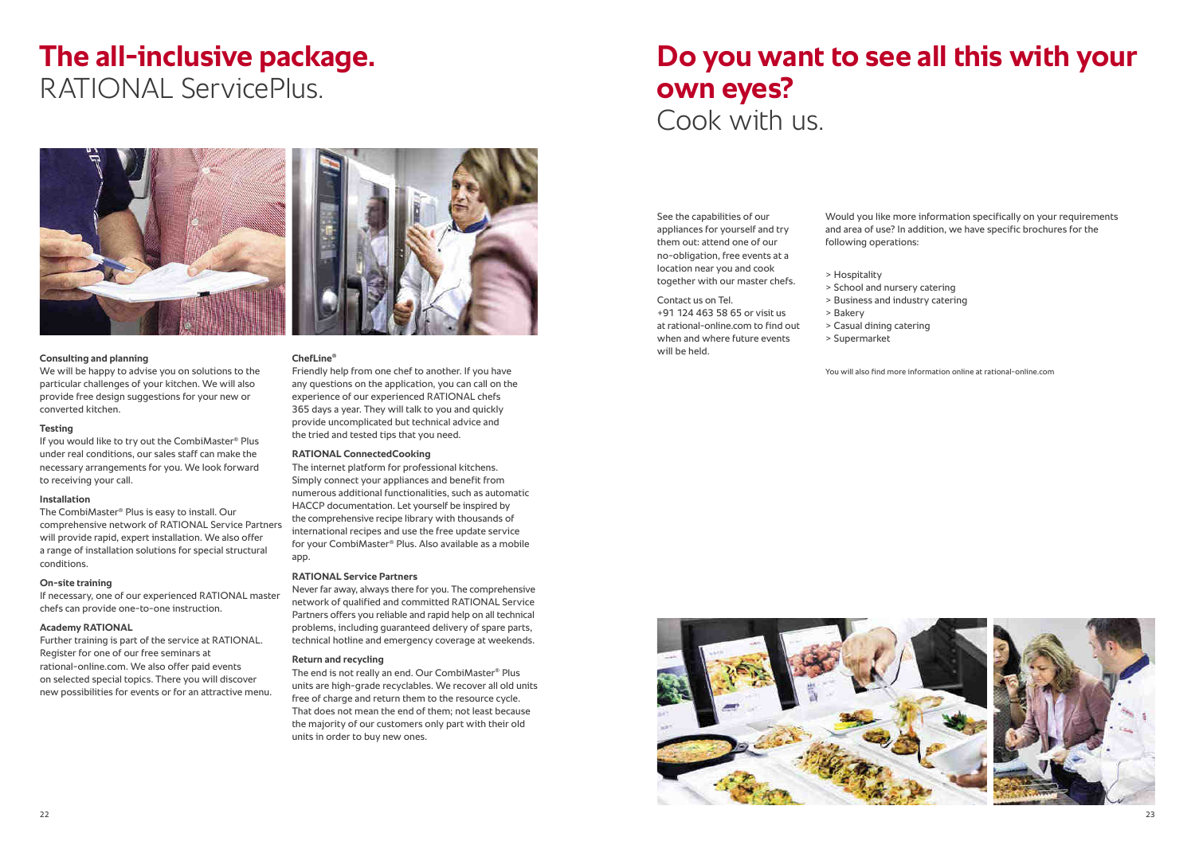# The all-inclusive package.
## RATIONAL ServicePlus.

**Consulting and planning**
We will be happy to advise you on solutions to the particular challenges of your kitchen. We will also provide free design suggestions for your new or converted kitchen.

**Testing**
If you would like to try out the CombiMaster® Plus under real conditions, our sales staff can make the necessary arrangements for you. We look forward to receiving your call.

**Installation**
The CombiMaster® Plus is easy to install. Our comprehensive network of RATIONAL Service Partners will provide rapid, expert installation. We also offer a range of installation solutions for special structural conditions.

**On-site training**
If necessary, one of our experienced RATIONAL master chefs can provide one-to-one instruction.

**Academy RATIONAL**
Further training is part of the service at RATIONAL. Register for one of our free seminars at rational-online.com. We also offer paid events on selected special topics. There you will discover new possibilities for events or for an attractive menu.

**ChefLine®**
Friendly help from one chef to another. If you have any questions on the application, you can call on the experience of our experienced RATIONAL chefs 365 days a year. They will talk to you and quickly provide uncomplicated but technical advice and the tried and tested tips that you need.

**RATIONAL ConnectedCooking**
The internet platform for professional kitchens. Simply connect your appliances and benefit from numerous additional functionalities, such as automatic HACCP documentation. Let yourself be inspired by the comprehensive recipe library with thousands of international recipes and use the free update service for your CombiMaster® Plus. Also available as a mobile app.

**RATIONAL Service Partners**
Never far away, always there for you. The comprehensive network of qualified and committed RATIONAL Service Partners offers you reliable and rapid help on all technical problems, including guaranteed delivery of spare parts, technical hotline and emergency coverage at weekends.

**Return and recycling**
The end is not really an end. Our CombiMaster® Plus units are high-grade recyclables. We recover all old units free of charge and return them to the resource cycle. That does not mean the end of them; not least because the majority of our customers only part with their old units in order to buy new ones.

# Do you want to see all this with your own eyes?
## Cook with us.

See the capabilities of our appliances for yourself and try them out: attend one of our no-obligation, free events at a location near you and cook together with our master chefs.

Contact us on Tel. +91 124 463 58 65 or visit us at rational-online.com to find out when and where future events will be held.

Would you like more information specifically on your requirements and area of use? In addition, we have specific brochures for the following operations:

> Hospitality
> School and nursery catering
> Business and industry catering
> Bakery
> Casual dining catering
> Supermarket

You will also find more information online at rational-online.com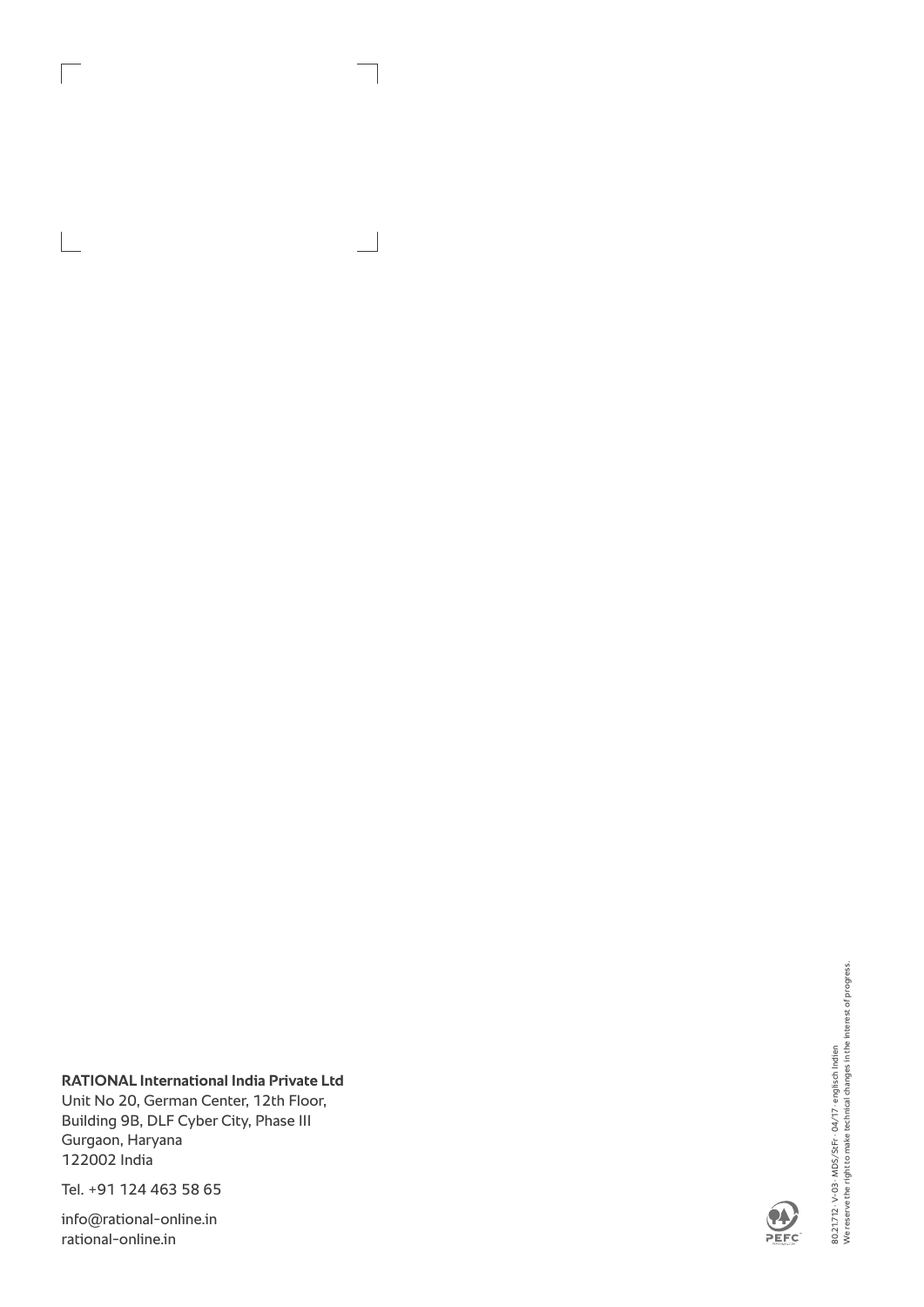**RATIONAL International India Private Ltd**
Unit No 20, German Center, 12th Floor,
Building 9B, DLF Cyber City, Phase III
Gurgaon, Haryana
122002 India

Tel. +91 124 463 58 65

info@rational-online.in
rational-online.in

80.21.712 · V-03 · MDS/StFr · 04/17 · englisch Indien
We reserve the right to make technical changes in the interest of progress.